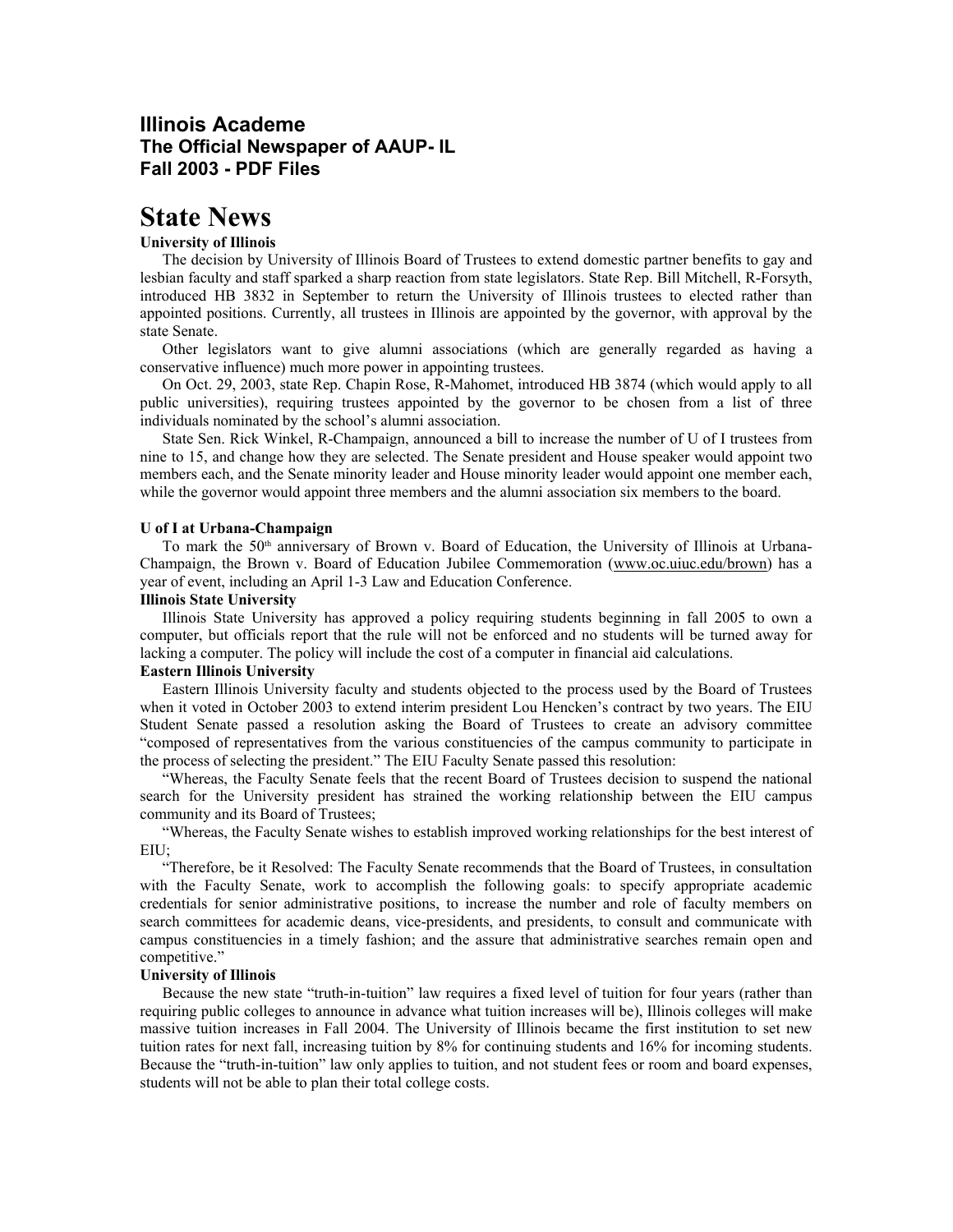## Illinois Academe
### The Official Newspaper of AAUP- IL
### Fall 2003 - PDF Files

# State News

**University of Illinois**

The decision by University of Illinois Board of Trustees to extend domestic partner benefits to gay and lesbian faculty and staff sparked a sharp reaction from state legislators. State Rep. Bill Mitchell, R-Forsyth, introduced HB 3832 in September to return the University of Illinois trustees to elected rather than appointed positions. Currently, all trustees in Illinois are appointed by the governor, with approval by the state Senate.

Other legislators want to give alumni associations (which are generally regarded as having a conservative influence) much more power in appointing trustees.

On Oct. 29, 2003, state Rep. Chapin Rose, R-Mahomet, introduced HB 3874 (which would apply to all public universities), requiring trustees appointed by the governor to be chosen from a list of three individuals nominated by the school's alumni association.

State Sen. Rick Winkel, R-Champaign, announced a bill to increase the number of U of I trustees from nine to 15, and change how they are selected. The Senate president and House speaker would appoint two members each, and the Senate minority leader and House minority leader would appoint one member each, while the governor would appoint three members and the alumni association six members to the board.

**U of I at Urbana-Champaign**

To mark the 50th anniversary of Brown v. Board of Education, the University of Illinois at Urbana-Champaign, the Brown v. Board of Education Jubilee Commemoration (www.oc.uiuc.edu/brown) has a year of event, including an April 1-3 Law and Education Conference.

**Illinois State University**

Illinois State University has approved a policy requiring students beginning in fall 2005 to own a computer, but officials report that the rule will not be enforced and no students will be turned away for lacking a computer. The policy will include the cost of a computer in financial aid calculations.

**Eastern Illinois University**

Eastern Illinois University faculty and students objected to the process used by the Board of Trustees when it voted in October 2003 to extend interim president Lou Hencken's contract by two years. The EIU Student Senate passed a resolution asking the Board of Trustees to create an advisory committee "composed of representatives from the various constituencies of the campus community to participate in the process of selecting the president." The EIU Faculty Senate passed this resolution:

"Whereas, the Faculty Senate feels that the recent Board of Trustees decision to suspend the national search for the University president has strained the working relationship between the EIU campus community and its Board of Trustees;

"Whereas, the Faculty Senate wishes to establish improved working relationships for the best interest of EIU;

"Therefore, be it Resolved: The Faculty Senate recommends that the Board of Trustees, in consultation with the Faculty Senate, work to accomplish the following goals: to specify appropriate academic credentials for senior administrative positions, to increase the number and role of faculty members on search committees for academic deans, vice-presidents, and presidents, to consult and communicate with campus constituencies in a timely fashion; and the assure that administrative searches remain open and competitive."

**University of Illinois**

Because the new state "truth-in-tuition" law requires a fixed level of tuition for four years (rather than requiring public colleges to announce in advance what tuition increases will be), Illinois colleges will make massive tuition increases in Fall 2004. The University of Illinois became the first institution to set new tuition rates for next fall, increasing tuition by 8% for continuing students and 16% for incoming students. Because the "truth-in-tuition" law only applies to tuition, and not student fees or room and board expenses, students will not be able to plan their total college costs.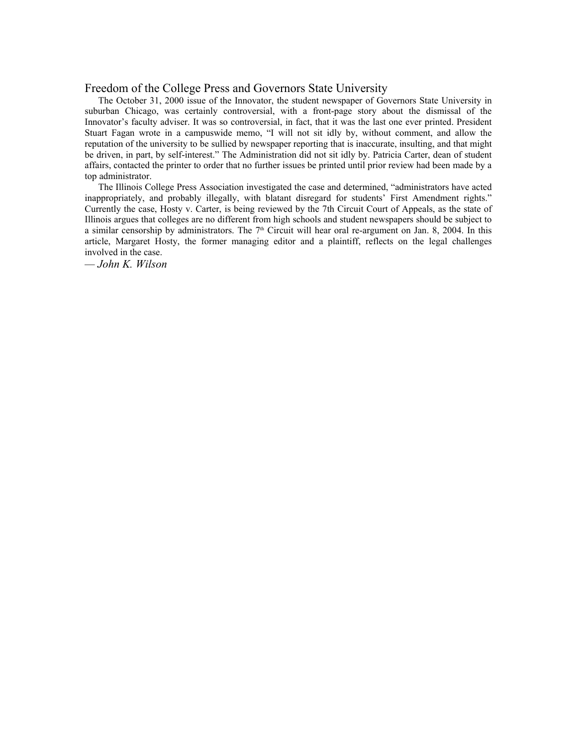# Freedom of the College Press and Governors State University

The October 31, 2000 issue of the Innovator, the student newspaper of Governors State University in suburban Chicago, was certainly controversial, with a front-page story about the dismissal of the Innovator's faculty adviser. It was so controversial, in fact, that it was the last one ever printed. President Stuart Fagan wrote in a campuswide memo, "I will not sit idly by, without comment, and allow the reputation of the university to be sullied by newspaper reporting that is inaccurate, insulting, and that might be driven, in part, by self-interest." The Administration did not sit idly by. Patricia Carter, dean of student affairs, contacted the printer to order that no further issues be printed until prior review had been made by a top administrator.

The Illinois College Press Association investigated the case and determined, "administrators have acted inappropriately, and probably illegally, with blatant disregard for students' First Amendment rights." Currently the case, Hosty v. Carter, is being reviewed by the 7th Circuit Court of Appeals, as the state of Illinois argues that colleges are no different from high schools and student newspapers should be subject to a similar censorship by administrators. The 7th Circuit will hear oral re-argument on Jan. 8, 2004. In this article, Margaret Hosty, the former managing editor and a plaintiff, reflects on the legal challenges involved in the case.

— *John K. Wilson*